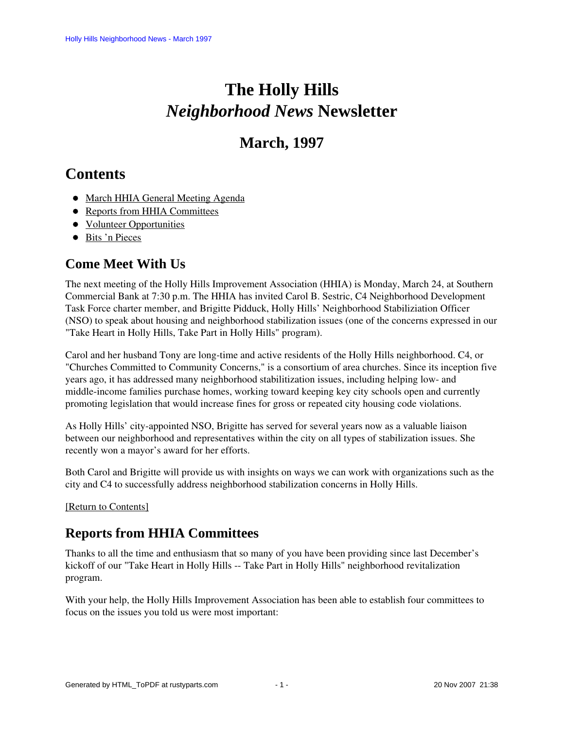# The Holly Hills *Neighborhood News* Newsletter

## March, 1997

## Contents

- March HHIA General Meeting Agenda
- Reports from HHIA Committees
- Volunteer Opportunities
- Bits 'n Pieces

### Come Meet With Us

The next meeting of the Holly Hills Improvement Association (HHIA) is Monday, March 24, at Southern Commercial Bank at 7:30 p.m. The HHIA has invited Carol B. Sestric, C4 Neighborhood Development Task Force charter member, and Brigitte Pidduck, Holly Hills' Neighborhood Stabiliziation Officer (NSO) to speak about housing and neighborhood stabilization issues (one of the concerns expressed in our "Take Heart in Holly Hills, Take Part in Holly Hills" program).

Carol and her husband Tony are long-time and active residents of the Holly Hills neighborhood. C4, or "Churches Committed to Community Concerns," is a consortium of area churches. Since its inception five years ago, it has addressed many neighborhood stabilitization issues, including helping low- and middle-income families purchase homes, working toward keeping key city schools open and currently promoting legislation that would increase fines for gross or repeated city housing code violations.

As Holly Hills' city-appointed NSO, Brigitte has served for several years now as a valuable liaison between our neighborhood and representatives within the city on all types of stabilization issues. She recently won a mayor's award for her efforts.

Both Carol and Brigitte will provide us with insights on ways we can work with organizations such as the city and C4 to successfully address neighborhood stabilization concerns in Holly Hills.

[Return to Contents]

### Reports from HHIA Committees

Thanks to all the time and enthusiasm that so many of you have been providing since last December's kickoff of our "Take Heart in Holly Hills -- Take Part in Holly Hills" neighborhood revitalization program.

With your help, the Holly Hills Improvement Association has been able to establish four committees to focus on the issues you told us were most important: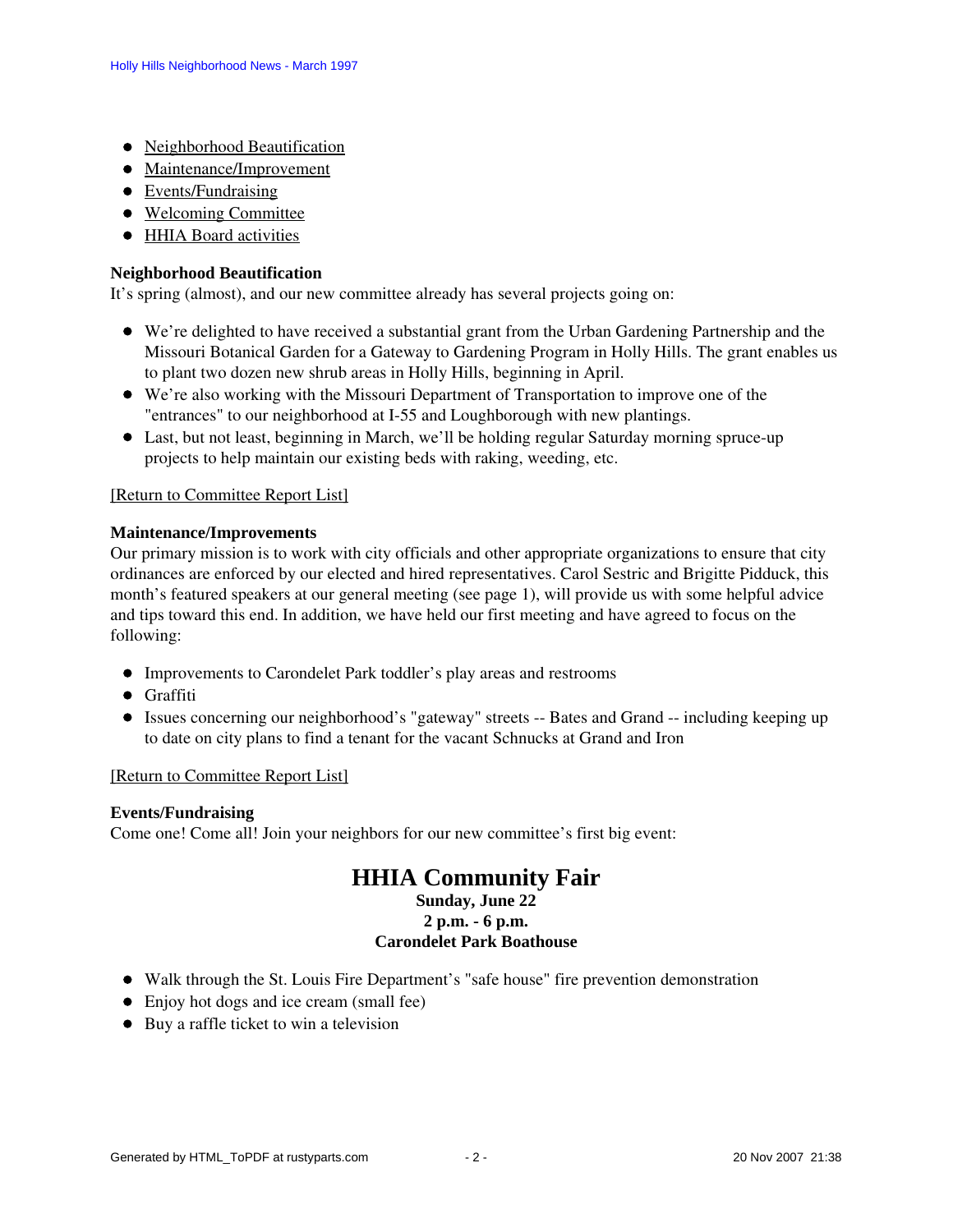- Neighborhood Beautification
- Maintenance/Improvement
- Events/Fundraising
- Welcoming Committee
- HHIA Board activities

**Neighborhood Beautification**
It's spring (almost), and our new committee already has several projects going on:

- We're delighted to have received a substantial grant from the Urban Gardening Partnership and the Missouri Botanical Garden for a Gateway to Gardening Program in Holly Hills. The grant enables us to plant two dozen new shrub areas in Holly Hills, beginning in April.
- We're also working with the Missouri Department of Transportation to improve one of the "entrances" to our neighborhood at I-55 and Loughborough with new plantings.
- Last, but not least, beginning in March, we'll be holding regular Saturday morning spruce-up projects to help maintain our existing beds with raking, weeding, etc.

[Return to Committee Report List]

**Maintenance/Improvements**
Our primary mission is to work with city officials and other appropriate organizations to ensure that city ordinances are enforced by our elected and hired representatives. Carol Sestric and Brigitte Pidduck, this month's featured speakers at our general meeting (see page 1), will provide us with some helpful advice and tips toward this end. In addition, we have held our first meeting and have agreed to focus on the following:

- Improvements to Carondelet Park toddler's play areas and restrooms
- Graffiti
- Issues concerning our neighborhood's "gateway" streets -- Bates and Grand -- including keeping up to date on city plans to find a tenant for the vacant Schnucks at Grand and Iron

[Return to Committee Report List]

**Events/Fundraising**
Come one! Come all! Join your neighbors for our new committee's first big event:

## HHIA Community Fair

**Sunday, June 22**
**2 p.m. - 6 p.m.**
**Carondelet Park Boathouse**

- Walk through the St. Louis Fire Department's "safe house" fire prevention demonstration
- Enjoy hot dogs and ice cream (small fee)
- Buy a raffle ticket to win a television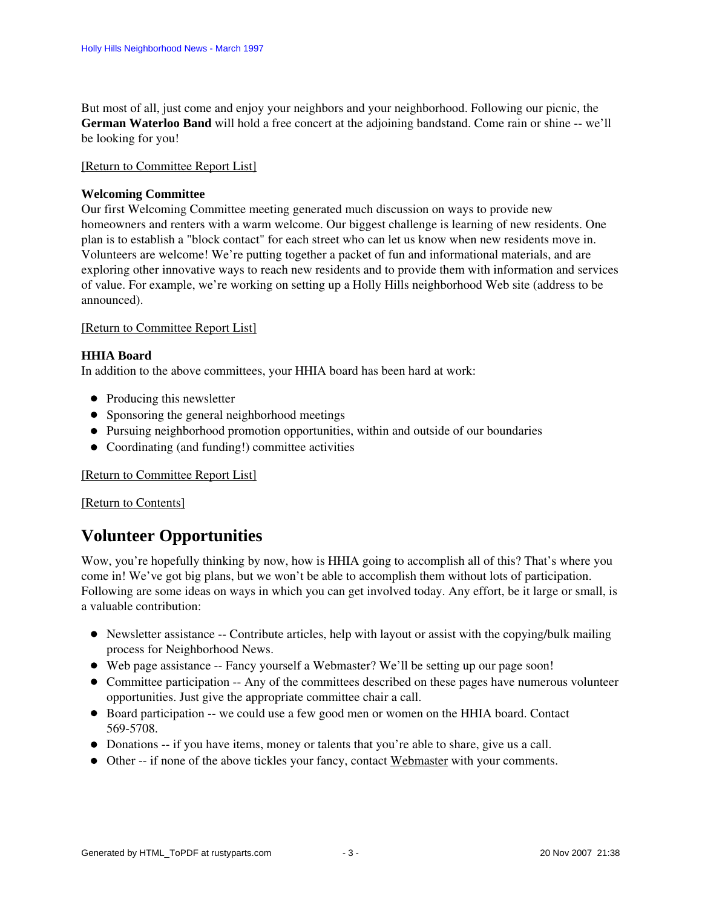But most of all, just come and enjoy your neighbors and your neighborhood. Following our picnic, the **German Waterloo Band** will hold a free concert at the adjoining bandstand. Come rain or shine -- we'll be looking for you!

[Return to Committee Report List]

**Welcoming Committee**
Our first Welcoming Committee meeting generated much discussion on ways to provide new homeowners and renters with a warm welcome. Our biggest challenge is learning of new residents. One plan is to establish a "block contact" for each street who can let us know when new residents move in. Volunteers are welcome! We're putting together a packet of fun and informational materials, and are exploring other innovative ways to reach new residents and to provide them with information and services of value. For example, we're working on setting up a Holly Hills neighborhood Web site (address to be announced).

[Return to Committee Report List]

**HHIA Board**
In addition to the above committees, your HHIA board has been hard at work:

- Producing this newsletter
- Sponsoring the general neighborhood meetings
- Pursuing neighborhood promotion opportunities, within and outside of our boundaries
- Coordinating (and funding!) committee activities

[Return to Committee Report List]

[Return to Contents]

## Volunteer Opportunities

Wow, you're hopefully thinking by now, how is HHIA going to accomplish all of this? That's where you come in! We've got big plans, but we won't be able to accomplish them without lots of participation. Following are some ideas on ways in which you can get involved today. Any effort, be it large or small, is a valuable contribution:

- Newsletter assistance -- Contribute articles, help with layout or assist with the copying/bulk mailing process for Neighborhood News.
- Web page assistance -- Fancy yourself a Webmaster? We'll be setting up our page soon!
- Committee participation -- Any of the committees described on these pages have numerous volunteer opportunities. Just give the appropriate committee chair a call.
- Board participation -- we could use a few good men or women on the HHIA board. Contact 569-5708.
- Donations -- if you have items, money or talents that you're able to share, give us a call.
- Other -- if none of the above tickles your fancy, contact Webmaster with your comments.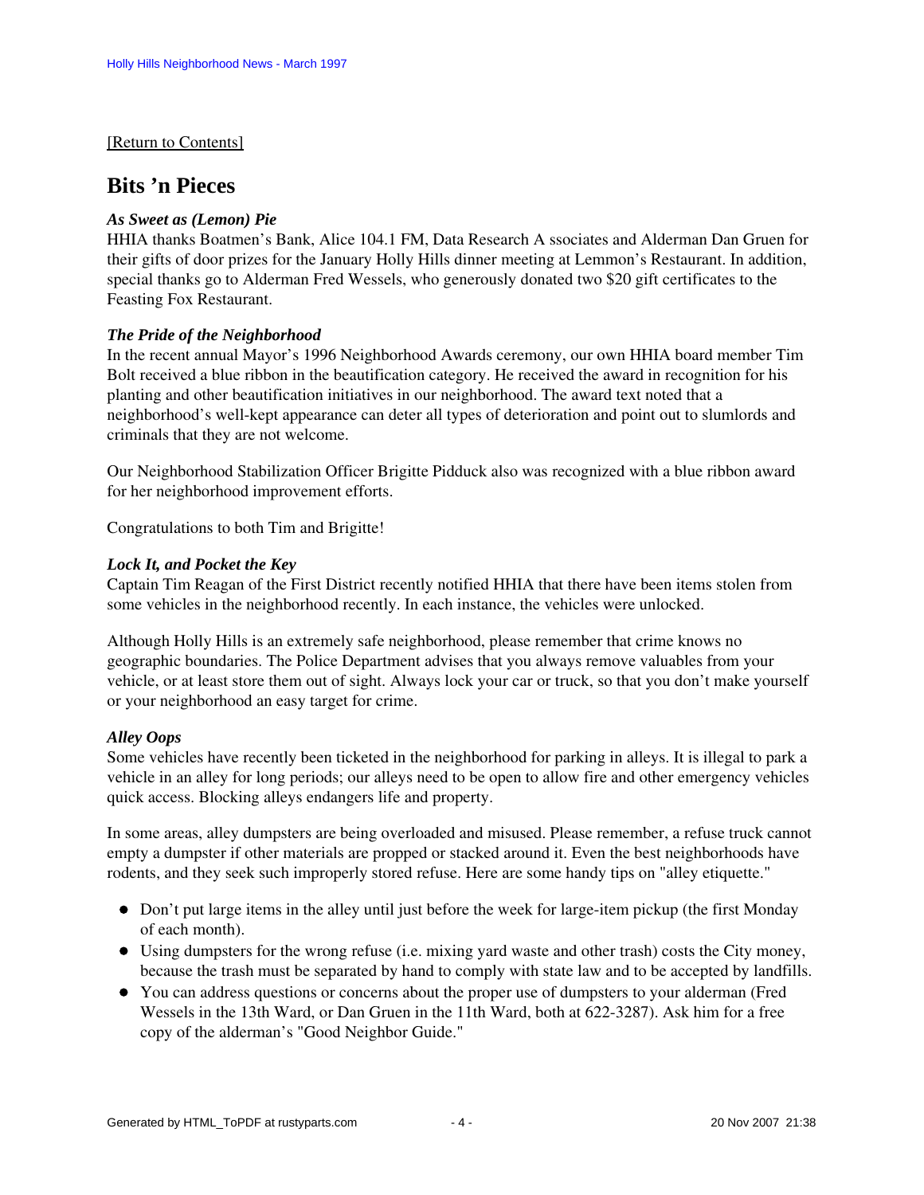[Return to Contents]

## Bits ’n Pieces

***As Sweet as (Lemon) Pie***

HHIA thanks Boatmen’s Bank, Alice 104.1 FM, Data Research A ssociates and Alderman Dan Gruen for their gifts of door prizes for the January Holly Hills dinner meeting at Lemmon’s Restaurant. In addition, special thanks go to Alderman Fred Wessels, who generously donated two $20 gift certificates to the Feasting Fox Restaurant.

***The Pride of the Neighborhood***

In the recent annual Mayor’s 1996 Neighborhood Awards ceremony, our own HHIA board member Tim Bolt received a blue ribbon in the beautification category. He received the award in recognition for his planting and other beautification initiatives in our neighborhood. The award text noted that a neighborhood’s well-kept appearance can deter all types of deterioration and point out to slumlords and criminals that they are not welcome.

Our Neighborhood Stabilization Officer Brigitte Pidduck also was recognized with a blue ribbon award for her neighborhood improvement efforts.

Congratulations to both Tim and Brigitte!

***Lock It, and Pocket the Key***

Captain Tim Reagan of the First District recently notified HHIA that there have been items stolen from some vehicles in the neighborhood recently. In each instance, the vehicles were unlocked.

Although Holly Hills is an extremely safe neighborhood, please remember that crime knows no geographic boundaries. The Police Department advises that you always remove valuables from your vehicle, or at least store them out of sight. Always lock your car or truck, so that you don’t make yourself or your neighborhood an easy target for crime.

***Alley Oops***

Some vehicles have recently been ticketed in the neighborhood for parking in alleys. It is illegal to park a vehicle in an alley for long periods; our alleys need to be open to allow fire and other emergency vehicles quick access. Blocking alleys endangers life and property.

In some areas, alley dumpsters are being overloaded and misused. Please remember, a refuse truck cannot empty a dumpster if other materials are propped or stacked around it. Even the best neighborhoods have rodents, and they seek such improperly stored refuse. Here are some handy tips on "alley etiquette."

- Don’t put large items in the alley until just before the week for large-item pickup (the first Monday of each month).
- Using dumpsters for the wrong refuse (i.e. mixing yard waste and other trash) costs the City money, because the trash must be separated by hand to comply with state law and to be accepted by landfills.
- You can address questions or concerns about the proper use of dumpsters to your alderman (Fred Wessels in the 13th Ward, or Dan Gruen in the 11th Ward, both at 622-3287). Ask him for a free copy of the alderman’s "Good Neighbor Guide."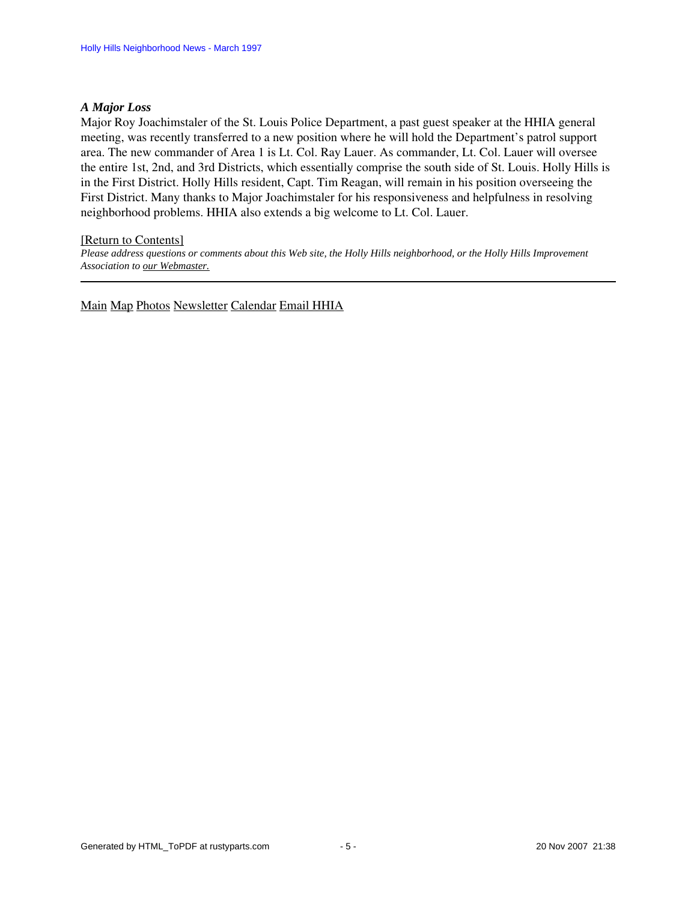### *A Major Loss*

Major Roy Joachimstaler of the St. Louis Police Department, a past guest speaker at the HHIA general meeting, was recently transferred to a new position where he will hold the Department's patrol support area. The new commander of Area 1 is Lt. Col. Ray Lauer. As commander, Lt. Col. Lauer will oversee the entire 1st, 2nd, and 3rd Districts, which essentially comprise the south side of St. Louis. Holly Hills is in the First District. Holly Hills resident, Capt. Tim Reagan, will remain in his position overseeing the First District. Many thanks to Major Joachimstaler for his responsiveness and helpfulness in resolving neighborhood problems. HHIA also extends a big welcome to Lt. Col. Lauer.

[Return to Contents]

*Please address questions or comments about this Web site, the Holly Hills neighborhood, or the Holly Hills Improvement Association to our Webmaster.*

---

Main Map Photos Newsletter Calendar Email HHIA